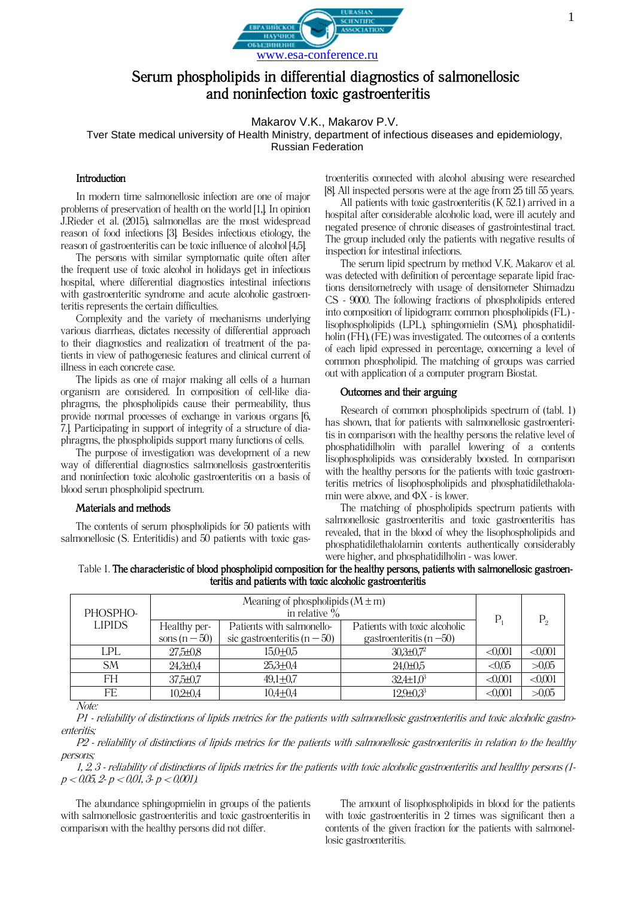# Serum phospholipids in differential diagnostics of salmonellosic and noninfection toxic gastroenteritis

Makarov V.K., Makarov P.V.

Tver State medical university of Health Ministry, department of infectious diseases and epidemiology, Russian Federation

## Introduction

In modern time salmonellosic infection are one of major problems of preservation of health on the world [1,]. In opinion J.Rieder et al. (2015), salmonellas are the most widespread reason of food infections [3]. Besides infectious etiology, the reason of gastroenteritis can be toxic influence of alcohol [4,5].

The persons with similar symptomatic quite often after the frequent use of toxic alcohol in holidays get in infectious hospital, where differential diagnostics intestinal infections with gastroenteritic syndrome and acute alcoholic gastroenteritis represents the certain difficulties.

Complexity and the variety of mechanisms underlying various diarrheas, dictates necessity of differential approach to their diagnostics and realization of treatment of the patients in view of pathogenesic features and clinical current of illness in each concrete case.

The lipids as one of major making all cells of a human organism are considered. In composition of cell-like diaphragms, the phospholipids cause their permeability, thus provide normal processes of exchange in various organs [6, 7.]. Participating in support of integrity of a structure of diaphragms, the phospholipids support many functions of cells.

The purpose of investigation was development of a new way of differential diagnostics salmonellosis gastroenteritis and noninfection toxic alcoholic gastroenteritis on a basis of blood serum phospholipid spectrum.

## Materials and methods

The contents of serum phospholipids for 50 patients with salmonellosic (S. Enteritidis) and 50 patients with toxic gastroenteritis connected with alcohol abusing were researched [8]. All inspected persons were at the age from 25 till 55 years.

All patients with toxic gastroenteritis (K 52.1) arrived in a hospital after considerable alcoholic load, were ill acutely and negated presence of chronic diseases of gastrointestinal tract. The group included only the patients with negative results of inspection for intestinal infections.

The serum lipid spectrum by method V.K. Makarov et al. was detected with definition of percentage separate lipid fractions densitometrecly with usage of densitometer Shimadzu CS - 9000. The following fractions of phospholipids entered into composition of lipidogram: common phospholipids (FL) - lisophospholipids (LPL), sphingomielin (SM), phosphatidilholin (FH), (FE) was investigated. The outcomes of a contents of each lipid expressed in percentage, concerning a level of common phospholipid. The matching of groups was carried out with application of a computer program Biostat.

## Outcomes and their arguing

Research of common phospholipids spectrum of (tabl. 1) has shown, that for patients with salmonellosic gastroenteritis in comparison with the healthy persons the relative level of phosphatidilholin with parallel lowering of a contents lisophospholipids was considerably boosted. In comparison with the healthy persons for the patients with toxic gastroenteritis metrics of lisophospholipids and phosphatidilethalolamin were above, and ФХ - is lower.

The matching of phospholipids spectrum patients with salmonellosic gastroenteritis and toxic gastroenteritis has revealed, that in the blood of whey the lisophospholipids and phosphatidilethalolamin contents authentically considerably were higher, and phosphatidilholin - was lower.

Table 1. **The characteristic of blood phospholipid composition for the healthy persons, patients with salmonellosic gastroenteritis and patients with toxic alcoholic gastroenteritis**

| PHOSPHO-LIPIDS | Meaning of phospholipids ($M \pm m$) in relative % | | | $P_1$ | $P_2$ |
|---|---|---|---|---|---|
| | Healthy persons (n – 50) | Patients with salmonellosic gastroenteritis (n – 50) | Patients with toxic alcoholic gastroenteritis (n –50) | | |
| LPL | 27,5±0,8 | 15,0±0,5 | 30,3±0,7[2] | <0,001 | <0,001 |
| SM | 24,3±0,4 | 25,3±0,4 | 24,0±0,5 | <0,05 | >0,05 |
| FH | 37,5±0,7 | 49,1±0,7 | 32,4±1,0[3] | <0,001 | <0,001 |
| FE | 10,2±0,4 | 10,4±0,4 | 12,9±0,3[3] | <0,001 | >0,05 |

*Note:*

*P1 - reliability of distinctions of lipids metrics for the patients with salmonellosic gastroenteritis and toxic alcoholic gastroenteritis;*

*P2 - reliability of distinctions of lipids metrics for the patients with salmonellosic gastroenteritis in relation to the healthy persons;*

*1, 2, 3 - reliability of distinctions of lipids metrics for the patients with toxic alcoholic gastroenteritis and healthy persons (1- $p < 0,05$, 2- $p < 0,01$, 3- $p < 0,001$).*

The abundance sphingomielin in groups of the patients with salmonellosic gastroenteritis and toxic gastroenteritis in comparison with the healthy persons did not differ.

The amount of lisophospholipids in blood for the patients with toxic gastroenteritis in 2 times was significant then a contents of the given fraction for the patients with salmonellosic gastroenteritis.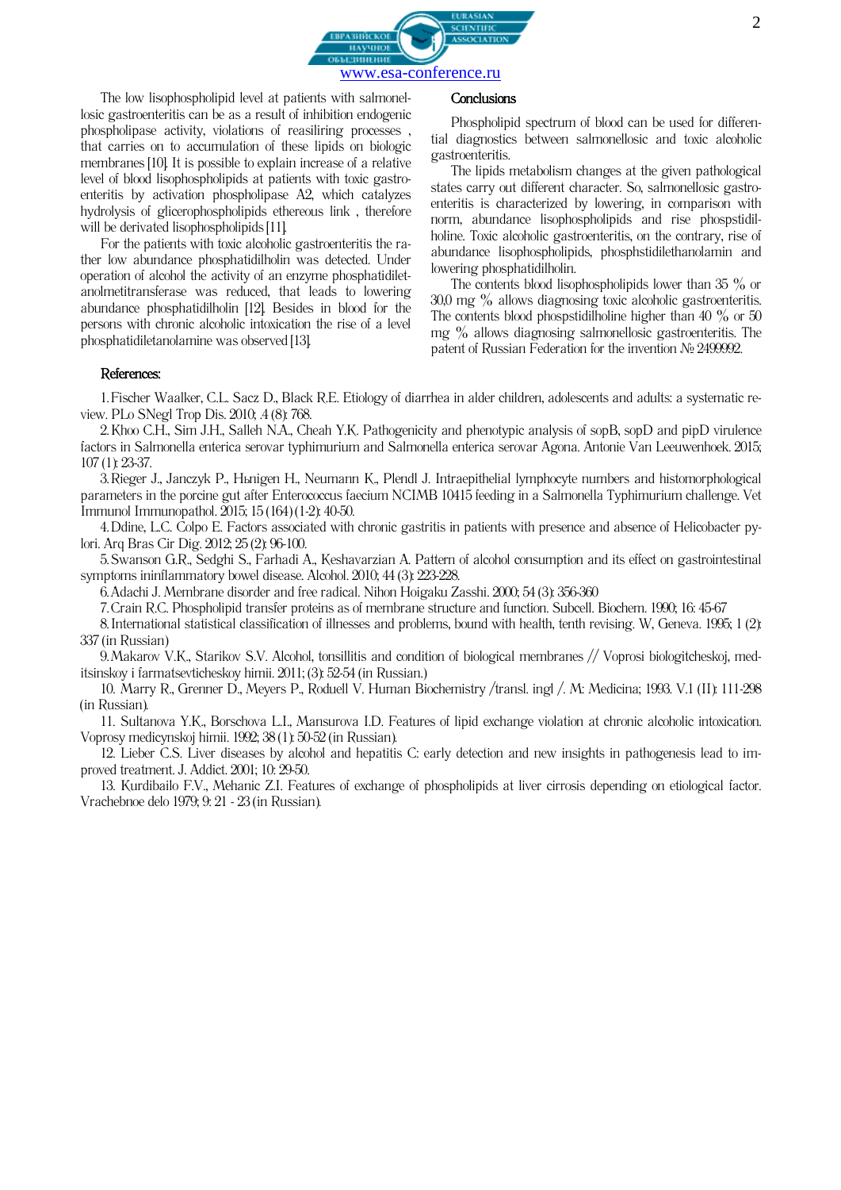The low lisophospholipid level at patients with salmonellosic gastroenteritis can be as a result of inhibition endogenic phospholipase activity, violations of reasiliring processes , that carries on to accumulation of these lipids on biologic membranes [10]. It is possible to explain increase of a relative level of blood lisophospholipids at patients with toxic gastroenteritis by activation phospholipase A2, which catalyzes hydrolysis of glicerophospholipids ethereous link , therefore will be derivated lisophospholipids [11].

For the patients with toxic alcoholic gastroenteritis the rather low abundance phosphatidilholin was detected. Under operation of alcohol the activity of an enzyme phosphatidiletanolmetitransferase was reduced, that leads to lowering abundance phosphatidilholin [12]. Besides in blood for the persons with chronic alcoholic intoxication the rise of a level phosphatidiletanolamine was observed [13].

## Conclusions

Phospholipid spectrum of blood can be used for differential diagnostics between salmonellosic and toxic alcoholic gastroenteritis.

The lipids metabolism changes at the given pathological states carry out different character. So, salmonellosic gastroenteritis is characterized by lowering, in comparison with norm, abundance lisophospholipids and rise phospstidilholine. Toxic alcoholic gastroenteritis, on the contrary, rise of abundance lisophospholipids, phosphstidilethanolamin and lowering phosphatidilholin.

The contents blood lisophospholipids lower than 35 % or 30,0 mg % allows diagnosing toxic alcoholic gastroenteritis. The contents blood phospstidilholine higher than 40 % or 50 mg % allows diagnosing salmonellosic gastroenteritis. The patent of Russian Federation for the invention № 2499992.

## References:

1. Fischer Waalker, C.L. Sacz D., Black R.E. Etiology of diarrhea in alder children, adolescents and adults: a systematic review. PLo SNegl Trop Dis. 2010; 4 (8): 768.
2. Khoo C.H., Sim J.H., Salleh N.A., Cheah Y.K. Pathogenicity and phenotypic analysis of sopB, sopD and pipD virulence factors in Salmonella enterica serovar typhimurium and Salmonella enterica serovar Agona. Antonie Van Leeuwenhoek. 2015; 107 (1): 23-37.
3. Rieger J., Janczyk P., Hнnigen H., Neumann K., Plendl J. Intraepithelial lymphocyte numbers and histomorphological parameters in the porcine gut after Enterococcus faecium NCIMB 10415 feeding in a Salmonella Typhimurium challenge. Vet Immunol Immunopathol. 2015; 15 (164) (1-2): 40-50.
4. Ddine, L.C. Colpo E. Factors associated with chronic gastritis in patients with presence and absence of Helicobacter pylori. Arq Bras Cir Dig. 2012; 25 (2): 96-100.
5. Swanson G.R., Sedghi S., Farhadi A., Keshavarzian A. Pattern of alcohol consumption and its effect on gastrointestinal symptoms ininflammatory bowel disease. Alcohol. 2010; 44 (3): 223-228.
6. Adachi J. Membrane disorder and free radical. Nihon Hoigaku Zasshi. 2000; 54 (3): 356-360
7. Crain R.C. Phospholipid transfer proteins as of membrane structure and function. Subcell. Biochem. 1990; 16: 45-67
8. International statistical classification of illnesses and problems, bound with health, tenth revising. W, Geneva. 1995; 1 (2): 337 (in Russian)
9. Makarov V.K., Starikov S.V. Alcohol, tonsillitis and condition of biological membranes // Voprosi biologitcheskoj, meditsinskoy i farmatsevticheskoy himii. 2011; (3): 52-54 (in Russian.)
10. Marry R., Grenner D., Meyers P., Roduell V. Human Biochemistry /transl. ingl /. M: Medicina; 1993. V.1 (II): 111-298 (in Russian).
11. Sultanova Y.K., Borschova L.I., Mansurova I.D. Features of lipid exchange violation at chronic alcoholic intoxication. Voprosy medicynskoj himii. 1992; 38 (1): 50-52 (in Russian).
12. Lieber C.S. Liver diseases by alcohol and hepatitis C: early detection and new insights in pathogenesis lead to improved treatment. J. Addict. 2001; 10: 29-50.
13. Kurdibailo F.V., Mehanic Z.I. Features of exchange of phospholipids at liver cirrosis depending on etiological factor. Vrachebnoe delo 1979; 9: 21 - 23 (in Russian).